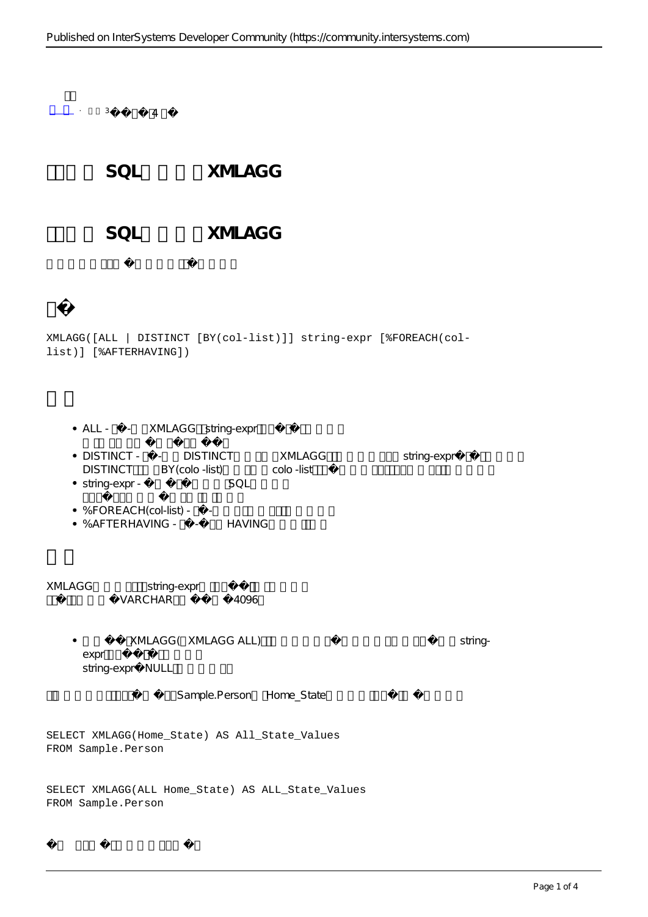# SQL XMLAGG

## SQL XMLAGG

```
XMLAGG([ALL | DISTINCT [BY(col-list)]] string-expr [%FOREACH(col-
list)] [%AFTERHAVING])
```

- ALL - XMLAGG string-expr
- DISTINCT - DISTINCT XMLAGG string-expr DISTINCT BY(colo -list) colo -list
- string-expr - SQL
- %FOREACH(col-list) -
- %AFTERHAVING - HAVING

XMLAGG string-expr VARCHAR 4096

- XMLAGG( XMLAGG ALL) string-expr string-expr NULL

Sample.Person Home_State

```
SELECT XMLAGG(Home_State) AS All_State_Values
FROM Sample.Person
```

```
SELECT XMLAGG(ALL Home_State) AS ALL_State_Values
FROM Sample.Person
```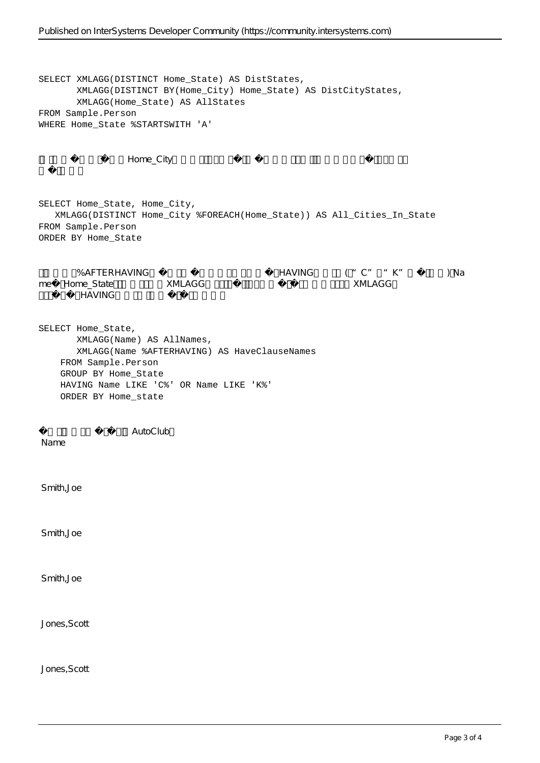```
SELECT XMLAGG(DISTINCT Home_State) AS DistStates,
       XMLAGG(DISTINCT BY(Home_City) Home_State) AS DistCityStates,
       XMLAGG(Home_State) AS AllStates
FROM Sample.Person
WHERE Home_State %STARTSWITH 'A'
```

� Home_City � � � � �

```
SELECT Home_State, Home_City,
   XMLAGG(DISTINCT Home_City %FOREACH(Home_State)) AS All_Cities_In_State
FROM Sample.Person
ORDER BY Home_State
```

%AFTERHAVING � � � HAVING (“C” “K” �) Name � Home_State XMLAGG � � XMLAGG � HAVING �

```
SELECT Home_State,
       XMLAGG(Name) AS AllNames,
       XMLAGG(Name %AFTERHAVING) AS HaveClauseNames
    FROM Sample.Person
    GROUP BY Home_State
    HAVING Name LIKE 'C%' OR Name LIKE 'K%'
    ORDER BY Home_state
```

� � AutoClub

| Name |
| --- |
| Smith,Joe |
| Smith,Joe |
| Smith,Joe |
| Jones,Scott |
| Jones,Scott |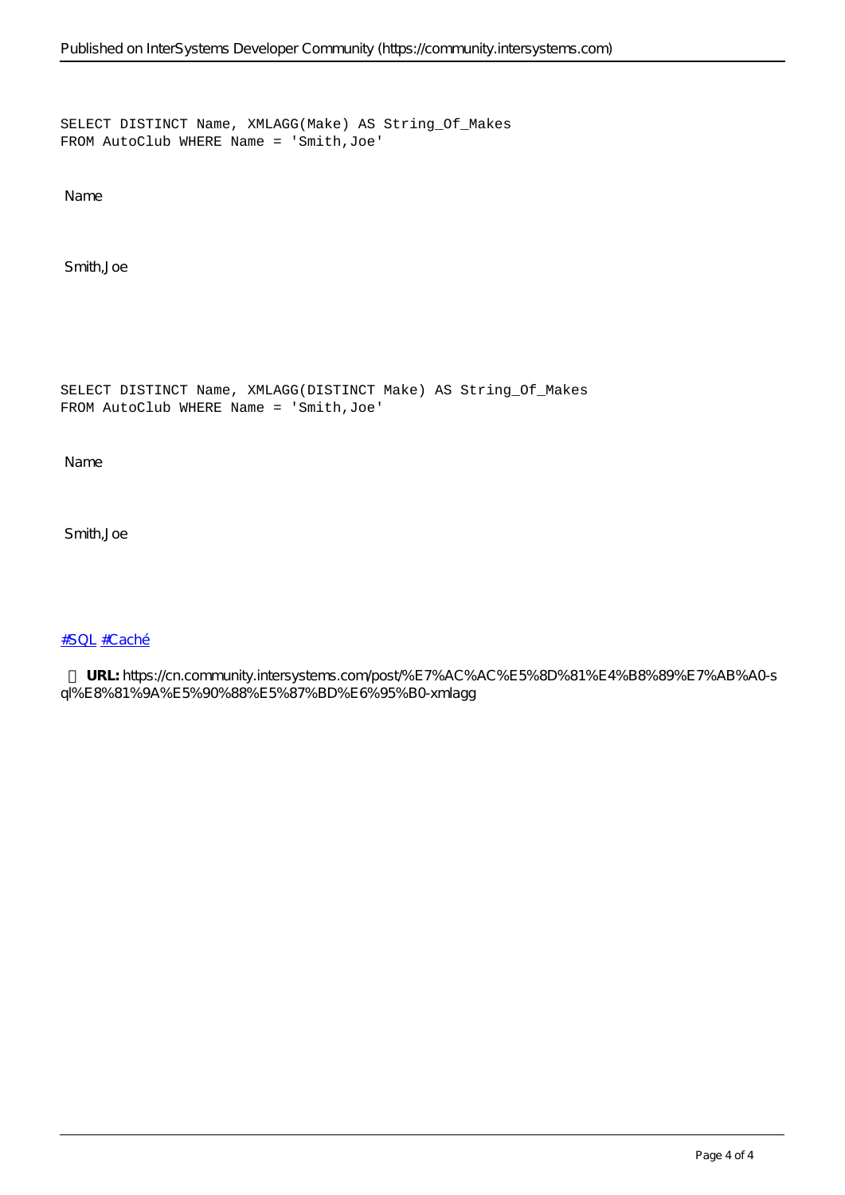```
SELECT DISTINCT Name, XMLAGG(Make) AS String_Of_Makes
FROM AutoClub WHERE Name = 'Smith,Joe'
```

| Name |
| --- |
| Smith,Joe |

```
SELECT DISTINCT Name, XMLAGG(DISTINCT Make) AS String_Of_Makes
FROM AutoClub WHERE Name = 'Smith,Joe'
```

| Name |
| --- |
| Smith,Joe |

#SQL #Caché

**URL:** https://cn.community.intersystems.com/post/%E7%AC%AC%E5%8D%81%E4%B8%89%E7%AB%A0-sql%E8%81%9A%E5%90%88%E5%87%BD%E6%95%B0-xmlagg